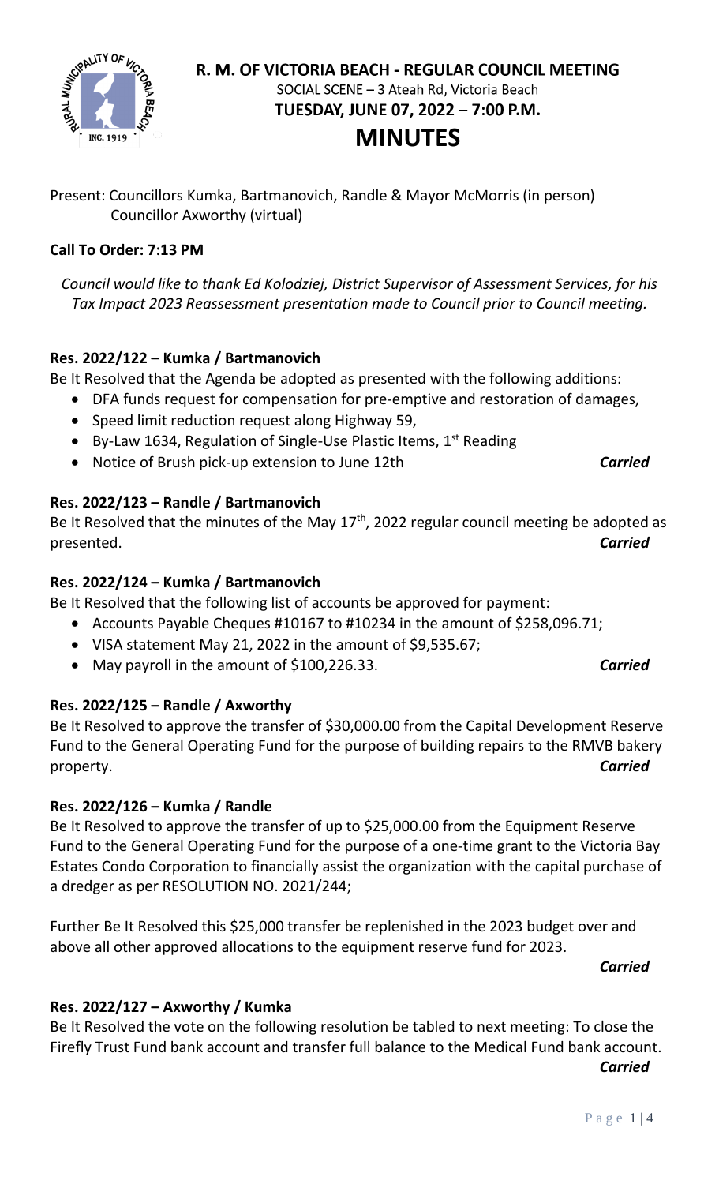# R. M. OF VICTORIA BEACH - REGULAR COUNCIL MEETING

SOCIAL SCENE – 3 Ateah Rd, Victoria Beach

**TUESDAY, JUNE 07, 2022 – 7:00 P.M.**

# MINUTES

Present: Councillors Kumka, Bartmanovich, Randle & Mayor McMorris (in person)
Councillor Axworthy (virtual)

**Call To Order: 7:13 PM**

*Council would like to thank Ed Kolodziej, District Supervisor of Assessment Services, for his Tax Impact 2023 Reassessment presentation made to Council prior to Council meeting.*

**Res. 2022/122 – Kumka / Bartmanovich**

Be It Resolved that the Agenda be adopted as presented with the following additions:

- DFA funds request for compensation for pre-emptive and restoration of damages,
- Speed limit reduction request along Highway 59,
- By-Law 1634, Regulation of Single-Use Plastic Items, 1st Reading
- Notice of Brush pick-up extension to June 12th ***Carried***

**Res. 2022/123 – Randle / Bartmanovich**

Be It Resolved that the minutes of the May 17th, 2022 regular council meeting be adopted as presented. ***Carried***

**Res. 2022/124 – Kumka / Bartmanovich**

Be It Resolved that the following list of accounts be approved for payment:

- Accounts Payable Cheques #10167 to #10234 in the amount of $258,096.71;
- VISA statement May 21, 2022 in the amount of $9,535.67;
- May payroll in the amount of $100,226.33. ***Carried***

**Res. 2022/125 – Randle / Axworthy**

Be It Resolved to approve the transfer of $30,000.00 from the Capital Development Reserve Fund to the General Operating Fund for the purpose of building repairs to the RMVB bakery property. ***Carried***

**Res. 2022/126 – Kumka / Randle**

Be It Resolved to approve the transfer of up to $25,000.00 from the Equipment Reserve Fund to the General Operating Fund for the purpose of a one-time grant to the Victoria Bay Estates Condo Corporation to financially assist the organization with the capital purchase of a dredger as per RESOLUTION NO. 2021/244;

Further Be It Resolved this $25,000 transfer be replenished in the 2023 budget over and above all other approved allocations to the equipment reserve fund for 2023.

***Carried***

**Res. 2022/127 – Axworthy / Kumka**

Be It Resolved the vote on the following resolution be tabled to next meeting: To close the Firefly Trust Fund bank account and transfer full balance to the Medical Fund bank account.

***Carried***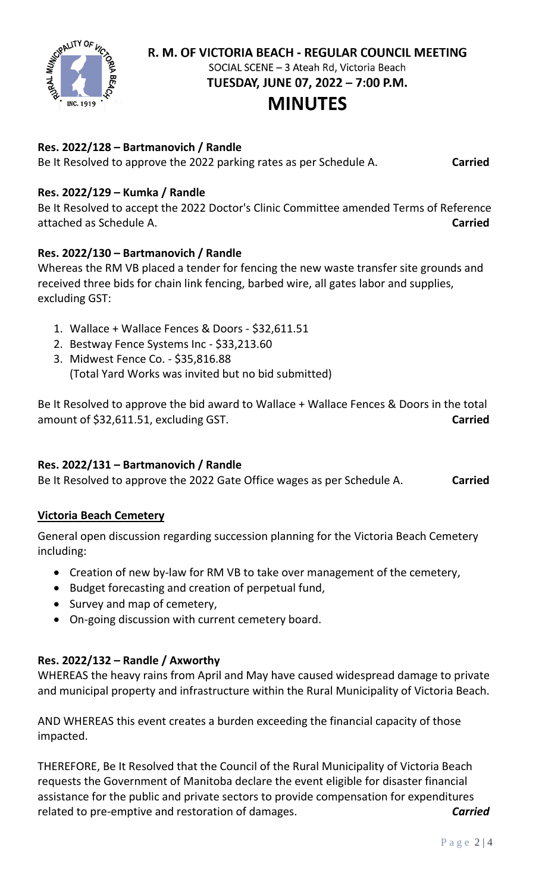**Res. 2022/128 – Bartmanovich / Randle**
Be It Resolved to approve the 2022 parking rates as per Schedule A. **Carried**

**Res. 2022/129 – Kumka / Randle**
Be It Resolved to accept the 2022 Doctor's Clinic Committee amended Terms of Reference attached as Schedule A. **Carried**

**Res. 2022/130 – Bartmanovich / Randle**
Whereas the RM VB placed a tender for fencing the new waste transfer site grounds and received three bids for chain link fencing, barbed wire, all gates labor and supplies, excluding GST:

1. Wallace + Wallace Fences & Doors - $32,611.51
2. Bestway Fence Systems Inc - $33,213.60
3. Midwest Fence Co. - $35,816.88
   (Total Yard Works was invited but no bid submitted)

Be It Resolved to approve the bid award to Wallace + Wallace Fences & Doors in the total amount of $32,611.51, excluding GST. **Carried**

**Res. 2022/131 – Bartmanovich / Randle**
Be It Resolved to approve the 2022 Gate Office wages as per Schedule A. **Carried**

**Victoria Beach Cemetery**

General open discussion regarding succession planning for the Victoria Beach Cemetery including:

- Creation of new by-law for RM VB to take over management of the cemetery,
- Budget forecasting and creation of perpetual fund,
- Survey and map of cemetery,
- On-going discussion with current cemetery board.

**Res. 2022/132 – Randle / Axworthy**
WHEREAS the heavy rains from April and May have caused widespread damage to private and municipal property and infrastructure within the Rural Municipality of Victoria Beach.

AND WHEREAS this event creates a burden exceeding the financial capacity of those impacted.

THEREFORE, Be It Resolved that the Council of the Rural Municipality of Victoria Beach requests the Government of Manitoba declare the event eligible for disaster financial assistance for the public and private sectors to provide compensation for expenditures related to pre-emptive and restoration of damages. ***Carried***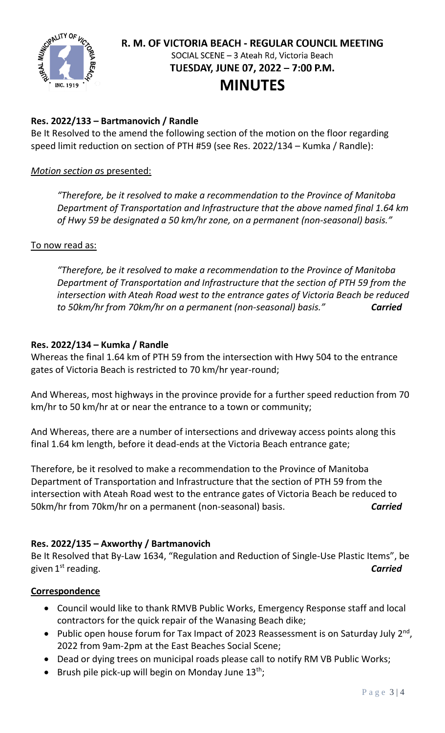**R. M. OF VICTORIA BEACH - REGULAR COUNCIL MEETING**
SOCIAL SCENE – 3 Ateah Rd, Victoria Beach
**TUESDAY, JUNE 07, 2022 – 7:00 P.M.**

# MINUTES

**Res. 2022/133 – Bartmanovich / Randle**
Be It Resolved to the amend the following section of the motion on the floor regarding speed limit reduction on section of PTH #59 (see Res. 2022/134 – Kumka / Randle):

*Motion section a*s presented:

> *"Therefore, be it resolved to make a recommendation to the Province of Manitoba Department of Transportation and Infrastructure that the above named final 1.64 km of Hwy 59 be designated a 50 km/hr zone, on a permanent (non-seasonal) basis."*

To now read as:

> *"Therefore, be it resolved to make a recommendation to the Province of Manitoba Department of Transportation and Infrastructure that the section of PTH 59 from the intersection with Ateah Road west to the entrance gates of Victoria Beach be reduced to 50km/hr from 70km/hr on a permanent (non-seasonal) basis."* ***Carried***

**Res. 2022/134 – Kumka / Randle**
Whereas the final 1.64 km of PTH 59 from the intersection with Hwy 504 to the entrance gates of Victoria Beach is restricted to 70 km/hr year-round;

And Whereas, most highways in the province provide for a further speed reduction from 70 km/hr to 50 km/hr at or near the entrance to a town or community;

And Whereas, there are a number of intersections and driveway access points along this final 1.64 km length, before it dead-ends at the Victoria Beach entrance gate;

Therefore, be it resolved to make a recommendation to the Province of Manitoba Department of Transportation and Infrastructure that the section of PTH 59 from the intersection with Ateah Road west to the entrance gates of Victoria Beach be reduced to 50km/hr from 70km/hr on a permanent (non-seasonal) basis. ***Carried***

**Res. 2022/135 – Axworthy / Bartmanovich**
Be It Resolved that By-Law 1634, "Regulation and Reduction of Single-Use Plastic Items", be given 1st reading. ***Carried***

**Correspondence**

- Council would like to thank RMVB Public Works, Emergency Response staff and local contractors for the quick repair of the Wanasing Beach dike;
- Public open house forum for Tax Impact of 2023 Reassessment is on Saturday July 2nd, 2022 from 9am-2pm at the East Beaches Social Scene;
- Dead or dying trees on municipal roads please call to notify RM VB Public Works;
- Brush pile pick-up will begin on Monday June 13th;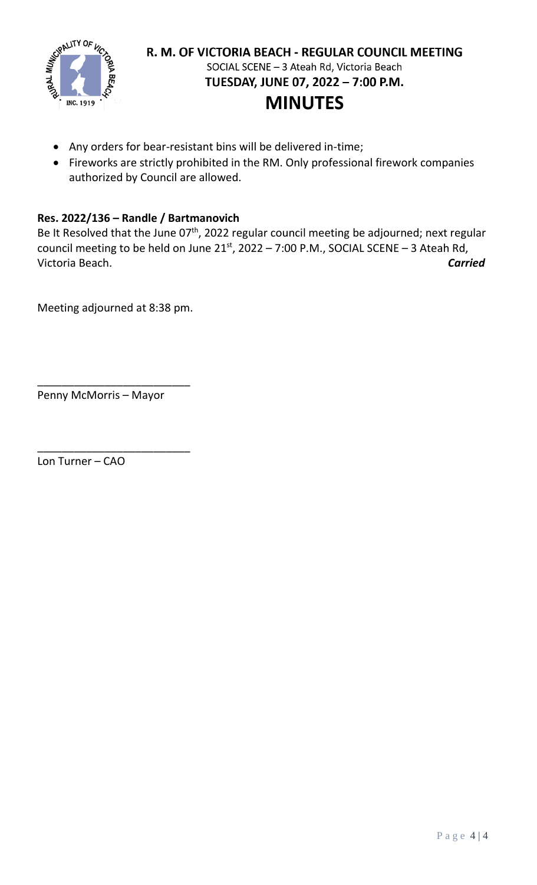- Any orders for bear-resistant bins will be delivered in-time;
- Fireworks are strictly prohibited in the RM. Only professional firework companies authorized by Council are allowed.

**Res. 2022/136 – Randle / Bartmanovich**

Be It Resolved that the June 07th, 2022 regular council meeting be adjourned; next regular council meeting to be held on June 21st, 2022 – 7:00 P.M., SOCIAL SCENE – 3 Ateah Rd, Victoria Beach. ***Carried***

Meeting adjourned at 8:38 pm.

_________________________

Penny McMorris – Mayor

_________________________

Lon Turner – CAO